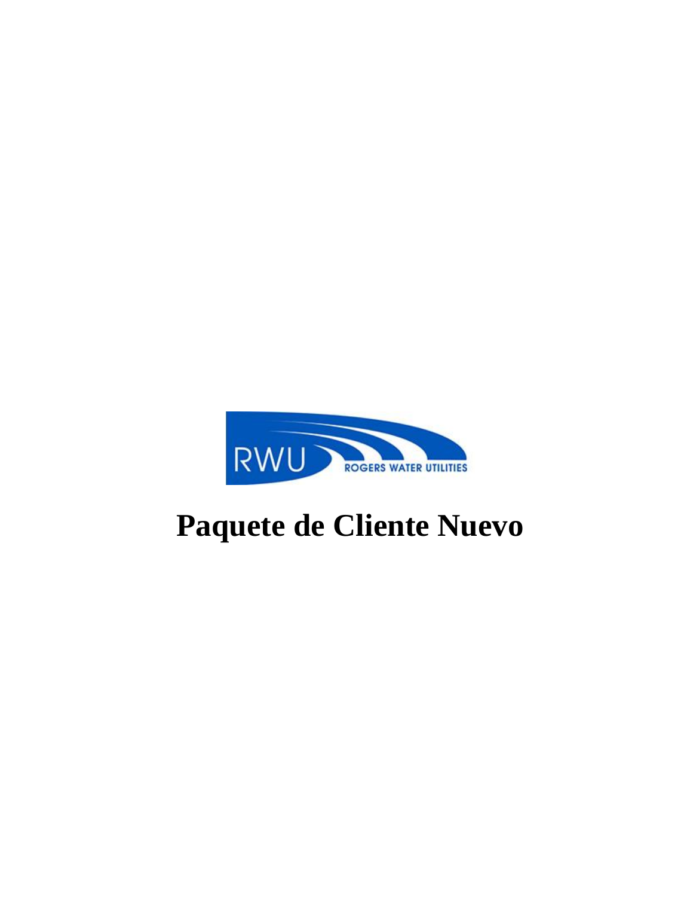RWU ROGERS WATER UTILITIES

# Paquete de Cliente Nuevo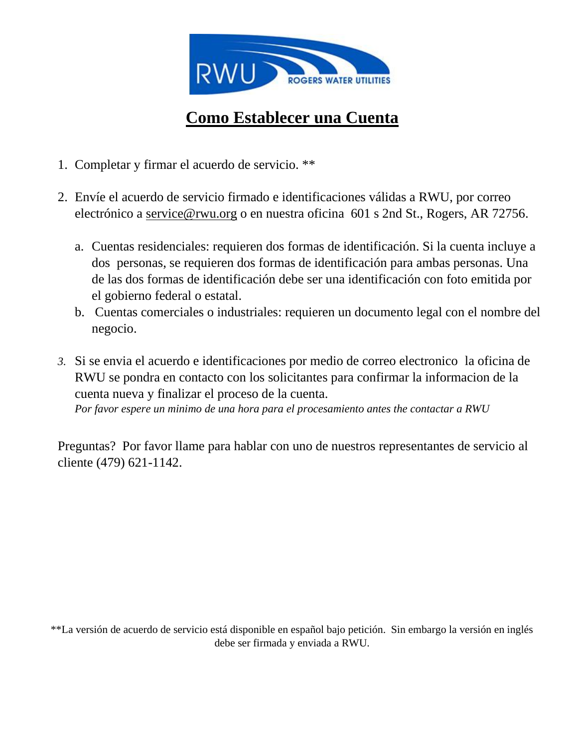# Como Establecer una Cuenta

1. Completar y firmar el acuerdo de servicio. **

2. Envíe el acuerdo de servicio firmado e identificaciones válidas a RWU, por correo electrónico a service@rwu.org o en nuestra oficina 601 s 2nd St., Rogers, AR 72756.

    a. Cuentas residenciales: requieren dos formas de identificación. Si la cuenta incluye a dos personas, se requieren dos formas de identificación para ambas personas. Una de las dos formas de identificación debe ser una identificación con foto emitida por el gobierno federal o estatal.

    b. Cuentas comerciales o industriales: requieren un documento legal con el nombre del negocio.

3. Si se envia el acuerdo e identificaciones por medio de correo electronico la oficina de RWU se pondra en contacto con los solicitantes para confirmar la informacion de la cuenta nueva y finalizar el proceso de la cuenta.
   *Por favor espere un minimo de una hora para el procesamiento antes the contactar a RWU*

Preguntas? Por favor llame para hablar con uno de nuestros representantes de servicio al cliente (479) 621-1142.

**La versión de acuerdo de servicio está disponible en español bajo petición. Sin embargo la versión en inglés debe ser firmada y enviada a RWU.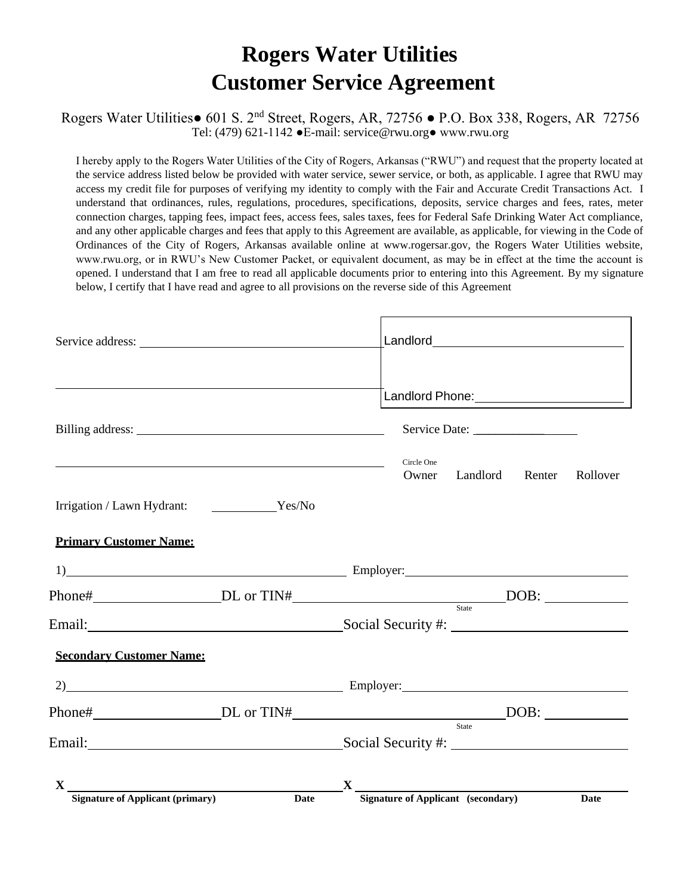# Rogers Water Utilities
# Customer Service Agreement

Rogers Water Utilities● 601 S. 2nd Street, Rogers, AR, 72756 ● P.O. Box 338, Rogers, AR 72756
Tel: (479) 621-1142 ●E-mail: service@rwu.org● www.rwu.org

I hereby apply to the Rogers Water Utilities of the City of Rogers, Arkansas ("RWU") and request that the property located at the service address listed below be provided with water service, sewer service, or both, as applicable. I agree that RWU may access my credit file for purposes of verifying my identity to comply with the Fair and Accurate Credit Transactions Act. I understand that ordinances, rules, regulations, procedures, specifications, deposits, service charges and fees, rates, meter connection charges, tapping fees, impact fees, access fees, sales taxes, fees for Federal Safe Drinking Water Act compliance, and any other applicable charges and fees that apply to this Agreement are available, as applicable, for viewing in the Code of Ordinances of the City of Rogers, Arkansas available online at www.rogersar.gov, the Rogers Water Utilities website, www.rwu.org, or in RWU's New Customer Packet, or equivalent document, as may be in effect at the time the account is opened. I understand that I am free to read all applicable documents prior to entering into this Agreement. By my signature below, I certify that I have read and agree to all provisions on the reverse side of this Agreement

Service address: ______________________________

______________________________

Landlord ______________________________

Landlord Phone: ______________________________

Billing address: ______________________________

______________________________

Service Date: ______________

Circle One
Owner Landlord Renter Rollover

Irrigation / Lawn Hydrant: __________Yes/No

**Primary Customer Name:**

1) ______________________________ Employer: ______________________________

Phone# ______________ DL or TIN# ______________________ State DOB: __________

Email: ______________________________ Social Security #: ______________________

**Secondary Customer Name:**

2) ______________________________ Employer: ______________________________

Phone# ______________ DL or TIN# ______________________ State DOB: __________

Email: ______________________________ Social Security #: ______________________

X ______________________________ X ______________________________

**Signature of Applicant (primary) Date** **Signature of Applicant (secondary) Date**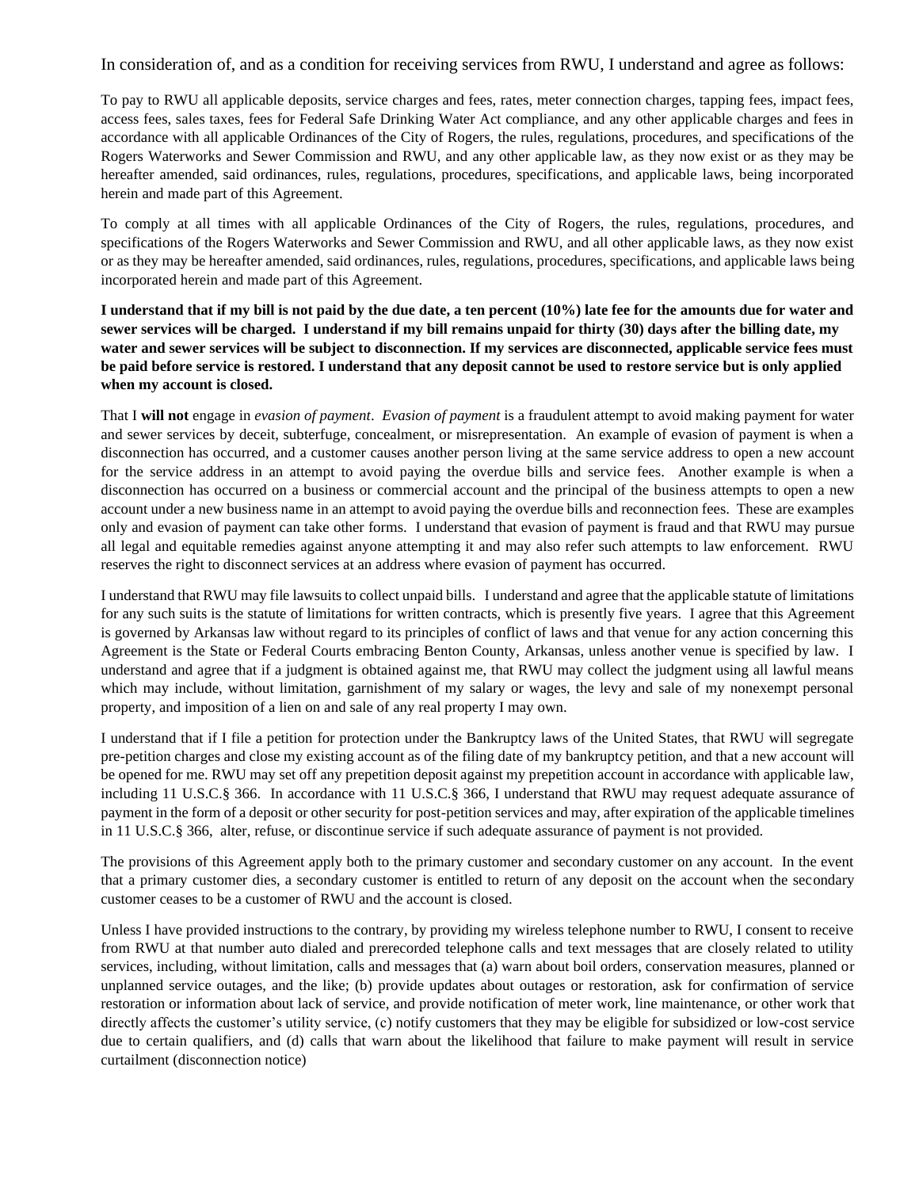In consideration of, and as a condition for receiving services from RWU, I understand and agree as follows:

To pay to RWU all applicable deposits, service charges and fees, rates, meter connection charges, tapping fees, impact fees, access fees, sales taxes, fees for Federal Safe Drinking Water Act compliance, and any other applicable charges and fees in accordance with all applicable Ordinances of the City of Rogers, the rules, regulations, procedures, and specifications of the Rogers Waterworks and Sewer Commission and RWU, and any other applicable law, as they now exist or as they may be hereafter amended, said ordinances, rules, regulations, procedures, specifications, and applicable laws, being incorporated herein and made part of this Agreement.

To comply at all times with all applicable Ordinances of the City of Rogers, the rules, regulations, procedures, and specifications of the Rogers Waterworks and Sewer Commission and RWU, and all other applicable laws, as they now exist or as they may be hereafter amended, said ordinances, rules, regulations, procedures, specifications, and applicable laws being incorporated herein and made part of this Agreement.

**I understand that if my bill is not paid by the due date, a ten percent (10%) late fee for the amounts due for water and sewer services will be charged. I understand if my bill remains unpaid for thirty (30) days after the billing date, my water and sewer services will be subject to disconnection. If my services are disconnected, applicable service fees must be paid before service is restored. I understand that any deposit cannot be used to restore service but is only applied when my account is closed.**

That I **will not** engage in *evasion of payment*. *Evasion of payment* is a fraudulent attempt to avoid making payment for water and sewer services by deceit, subterfuge, concealment, or misrepresentation. An example of evasion of payment is when a disconnection has occurred, and a customer causes another person living at the same service address to open a new account for the service address in an attempt to avoid paying the overdue bills and service fees. Another example is when a disconnection has occurred on a business or commercial account and the principal of the business attempts to open a new account under a new business name in an attempt to avoid paying the overdue bills and reconnection fees. These are examples only and evasion of payment can take other forms. I understand that evasion of payment is fraud and that RWU may pursue all legal and equitable remedies against anyone attempting it and may also refer such attempts to law enforcement. RWU reserves the right to disconnect services at an address where evasion of payment has occurred.

I understand that RWU may file lawsuits to collect unpaid bills. I understand and agree that the applicable statute of limitations for any such suits is the statute of limitations for written contracts, which is presently five years. I agree that this Agreement is governed by Arkansas law without regard to its principles of conflict of laws and that venue for any action concerning this Agreement is the State or Federal Courts embracing Benton County, Arkansas, unless another venue is specified by law. I understand and agree that if a judgment is obtained against me, that RWU may collect the judgment using all lawful means which may include, without limitation, garnishment of my salary or wages, the levy and sale of my nonexempt personal property, and imposition of a lien on and sale of any real property I may own.

I understand that if I file a petition for protection under the Bankruptcy laws of the United States, that RWU will segregate pre-petition charges and close my existing account as of the filing date of my bankruptcy petition, and that a new account will be opened for me. RWU may set off any prepetition deposit against my prepetition account in accordance with applicable law, including 11 U.S.C.§ 366. In accordance with 11 U.S.C.§ 366, I understand that RWU may request adequate assurance of payment in the form of a deposit or other security for post-petition services and may, after expiration of the applicable timelines in 11 U.S.C.§ 366, alter, refuse, or discontinue service if such adequate assurance of payment is not provided.

The provisions of this Agreement apply both to the primary customer and secondary customer on any account. In the event that a primary customer dies, a secondary customer is entitled to return of any deposit on the account when the secondary customer ceases to be a customer of RWU and the account is closed.

Unless I have provided instructions to the contrary, by providing my wireless telephone number to RWU, I consent to receive from RWU at that number auto dialed and prerecorded telephone calls and text messages that are closely related to utility services, including, without limitation, calls and messages that (a) warn about boil orders, conservation measures, planned or unplanned service outages, and the like; (b) provide updates about outages or restoration, ask for confirmation of service restoration or information about lack of service, and provide notification of meter work, line maintenance, or other work that directly affects the customer's utility service, (c) notify customers that they may be eligible for subsidized or low-cost service due to certain qualifiers, and (d) calls that warn about the likelihood that failure to make payment will result in service curtailment (disconnection notice)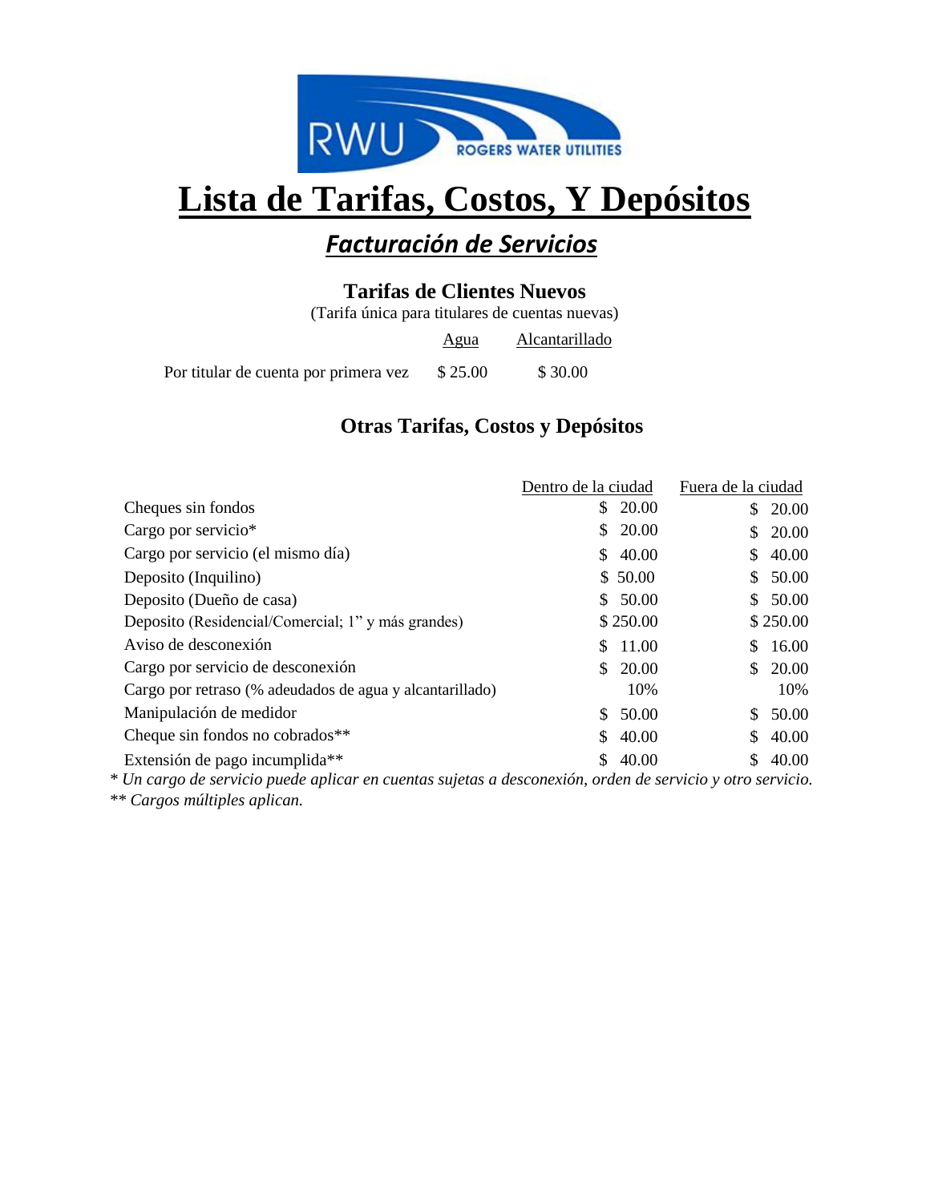RWU ROGERS WATER UTILITIES

# Lista de Tarifas, Costos, Y Depósitos

## *Facturación de Servicios*

### Tarifas de Clientes Nuevos

(Tarifa única para titulares de cuentas nuevas)

| | Agua | Alcantarillado |
|---|---|---|
| Por titular de cuenta por primera vez | $ 25.00 | $ 30.00 |

### Otras Tarifas, Costos y Depósitos

| | Dentro de la ciudad | Fuera de la ciudad |
|---|---|---|
| Cheques sin fondos | $ 20.00 | $ 20.00 |
| Cargo por servicio* | $ 20.00 | $ 20.00 |
| Cargo por servicio (el mismo día) | $ 40.00 | $ 40.00 |
| Deposito (Inquilino) | $ 50.00 | $ 50.00 |
| Deposito (Dueño de casa) | $ 50.00 | $ 50.00 |
| Deposito (Residencial/Comercial; 1" y más grandes) | $ 250.00 | $ 250.00 |
| Aviso de desconexión | $ 11.00 | $ 16.00 |
| Cargo por servicio de desconexión | $ 20.00 | $ 20.00 |
| Cargo por retraso (% adeudados de agua y alcantarillado) | 10% | 10% |
| Manipulación de medidor | $ 50.00 | $ 50.00 |
| Cheque sin fondos no cobrados** | $ 40.00 | $ 40.00 |
| Extensión de pago incumplida** | $ 40.00 | $ 40.00 |

*\* Un cargo de servicio puede aplicar en cuentas sujetas a desconexión, orden de servicio y otro servicio.*

*\*\* Cargos múltiples aplican.*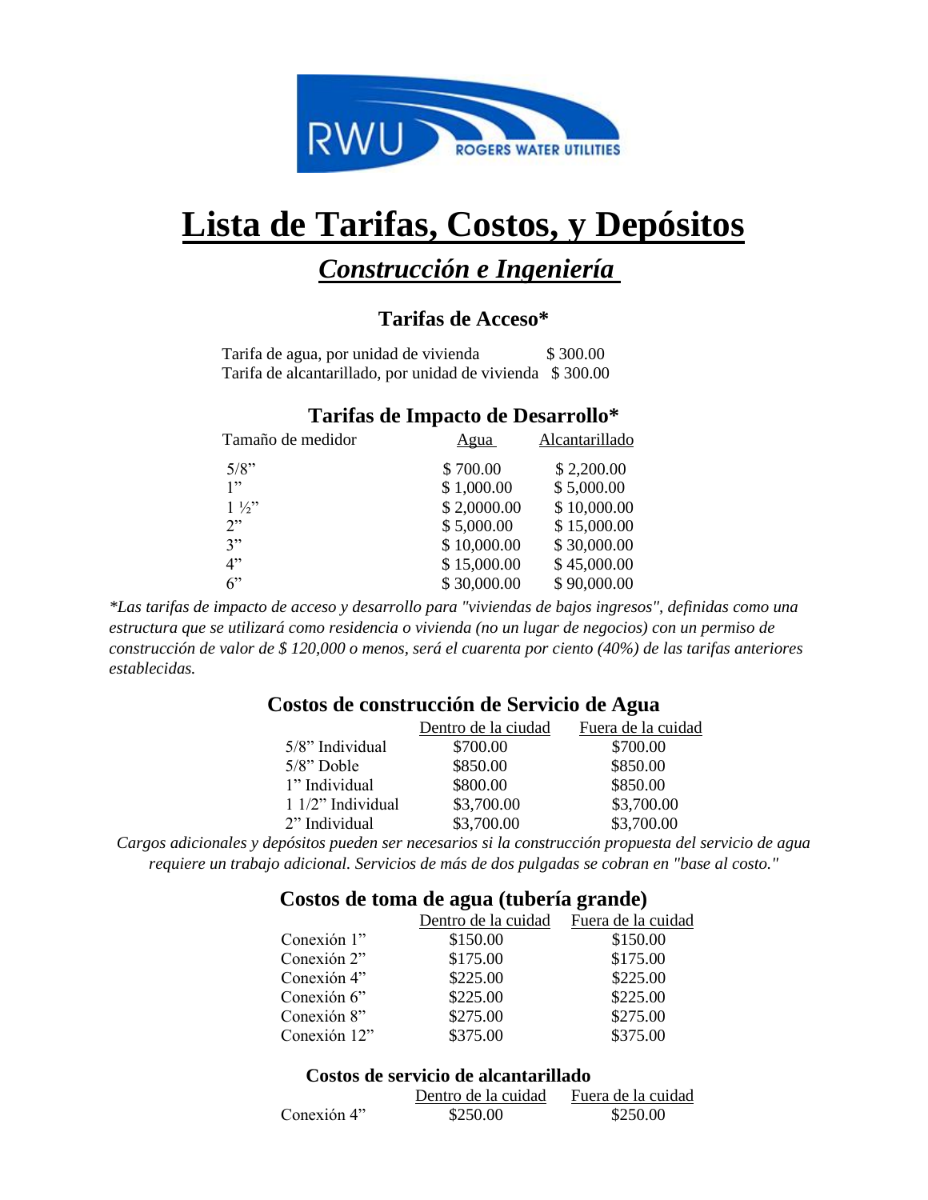RWU ROGERS WATER UTILITIES

# Lista de Tarifas, Costos, y Depósitos

## *Construcción e Ingeniería*

### Tarifas de Acceso*

| | |
|---|---|
| Tarifa de agua, por unidad de vivienda | $ 300.00 |
| Tarifa de alcantarillado, por unidad de vivienda | $ 300.00 |

### Tarifas de Impacto de Desarrollo*

| Tamaño de medidor | Agua | Alcantarillado |
|---|---|---|
| 5/8” | $ 700.00 | $ 2,200.00 |
| 1” | $ 1,000.00 | $ 5,000.00 |
| 1 ½” | $ 2,0000.00 | $ 10,000.00 |
| 2” | $ 5,000.00 | $ 15,000.00 |
| 3” | $ 10,000.00 | $ 30,000.00 |
| 4” | $ 15,000.00 | $ 45,000.00 |
| 6” | $ 30,000.00 | $ 90,000.00 |

**Las tarifas de impacto de acceso y desarrollo para "viviendas de bajos ingresos", definidas como una estructura que se utilizará como residencia o vivienda (no un lugar de negocios) con un permiso de construcción de valor de $ 120,000 o menos, será el cuarenta por ciento (40%) de las tarifas anteriores establecidas.*

### Costos de construcción de Servicio de Agua

| | Dentro de la ciudad | Fuera de la cuidad |
|---|---|---|
| 5/8” Individual | $700.00 | $700.00 |
| 5/8” Doble | $850.00 | $850.00 |
| 1” Individual | $800.00 | $850.00 |
| 1 1/2” Individual | $3,700.00 | $3,700.00 |
| 2” Individual | $3,700.00 | $3,700.00 |

*Cargos adicionales y depósitos pueden ser necesarios si la construcción propuesta del servicio de agua requiere un trabajo adicional. Servicios de más de dos pulgadas se cobran en "base al costo."*

### Costos de toma de agua (tubería grande)

| | Dentro de la cuidad | Fuera de la cuidad |
|---|---|---|
| Conexión 1” | $150.00 | $150.00 |
| Conexión 2” | $175.00 | $175.00 |
| Conexión 4” | $225.00 | $225.00 |
| Conexión 6” | $225.00 | $225.00 |
| Conexión 8” | $275.00 | $275.00 |
| Conexión 12” | $375.00 | $375.00 |

### Costos de servicio de alcantarillado

| | Dentro de la cuidad | Fuera de la cuidad |
|---|---|---|
| Conexión 4” | $250.00 | $250.00 |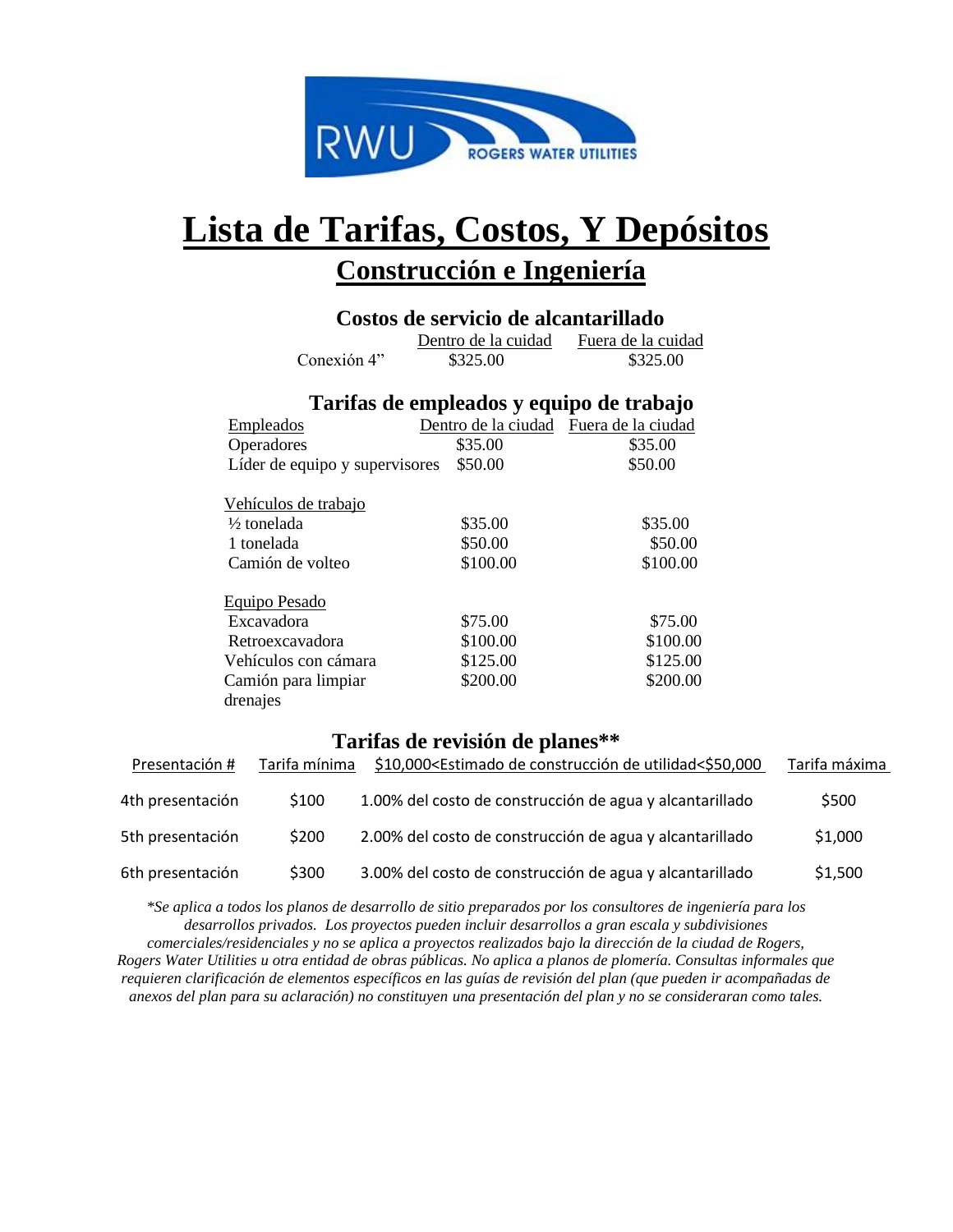# Lista de Tarifas, Costos, Y Depósitos

## Construcción e Ingeniería

### Costos de servicio de alcantarillado

| | Dentro de la cuidad | Fuera de la cuidad |
|---|---|---|
| Conexión 4" | $325.00 | $325.00 |

### Tarifas de empleados y equipo de trabajo

| Empleados | Dentro de la ciudad | Fuera de la ciudad |
|---|---|---|
| Operadores | $35.00 | $35.00 |
| Líder de equipo y supervisores | $50.00 | $50.00 |
| **Vehículos de trabajo** | | |
| ½ tonelada | $35.00 | $35.00 |
| 1 tonelada | $50.00 | $50.00 |
| Camión de volteo | $100.00 | $100.00 |
| **Equipo Pesado** | | |
| Excavadora | $75.00 | $75.00 |
| Retroexcavadora | $100.00 | $100.00 |
| Vehículos con cámara | $125.00 | $125.00 |
| Camión para limpiar drenajes | $200.00 | $200.00 |

### Tarifas de revisión de planes**

| Presentación # | Tarifa mínima | $10,000<Estimado de construcción de utilidad<$50,000 | Tarifa máxima |
|---|---|---|---|
| 4th presentación | $100 | 1.00% del costo de construcción de agua y alcantarillado | $500 |
| 5th presentación | $200 | 2.00% del costo de construcción de agua y alcantarillado | $1,000 |
| 6th presentación | $300 | 3.00% del costo de construcción de agua y alcantarillado | $1,500 |

*\*Se aplica a todos los planos de desarrollo de sitio preparados por los consultores de ingeniería para los desarrollos privados. Los proyectos pueden incluir desarrollos a gran escala y subdivisiones comerciales/residenciales y no se aplica a proyectos realizados bajo la dirección de la ciudad de Rogers, Rogers Water Utilities u otra entidad de obras públicas. No aplica a planos de plomería. Consultas informales que requieren clarificación de elementos específicos en las guías de revisión del plan (que pueden ir acompañadas de anexos del plan para su aclaración) no constituyen una presentación del plan y no se consideraran como tales.*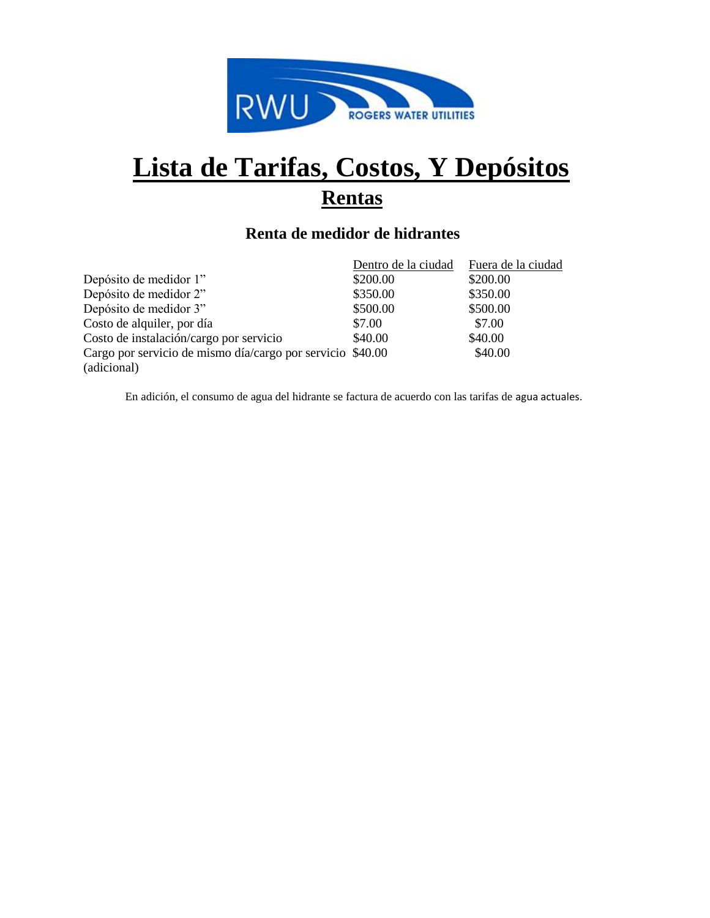# Lista de Tarifas, Costos, Y Depósitos

## Rentas

### Renta de medidor de hidrantes

| | Dentro de la ciudad | Fuera de la ciudad |
|---|---|---|
| Depósito de medidor 1” | $200.00 | $200.00 |
| Depósito de medidor 2” | $350.00 | $350.00 |
| Depósito de medidor 3” | $500.00 | $500.00 |
| Costo de alquiler, por día | $7.00 | $7.00 |
| Costo de instalación/cargo por servicio | $40.00 | $40.00 |
| Cargo por servicio de mismo día/cargo por servicio (adicional) | $40.00 | $40.00 |

En adición, el consumo de agua del hidrante se factura de acuerdo con las tarifas de agua actuales.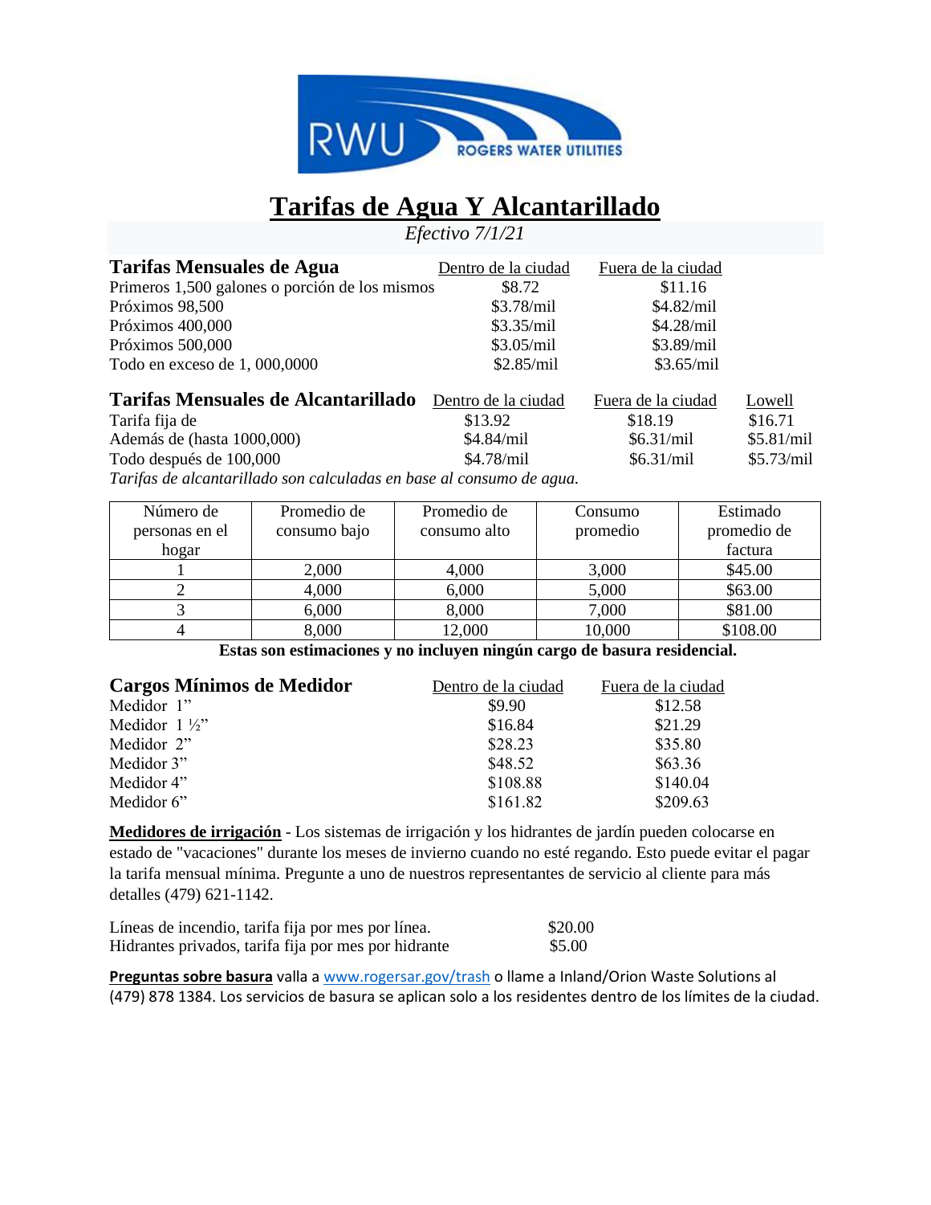# Tarifas de Agua Y Alcantarillado

*Efectivo 7/1/21*

| **Tarifas Mensuales de Agua** | Dentro de la ciudad | Fuera de la ciudad |
|---|---|---|
| Primeros 1,500 galones o porción de los mismos | $8.72 | $11.16 |
| Próximos 98,500 | $3.78/mil | $4.82/mil |
| Próximos 400,000 | $3.35/mil | $4.28/mil |
| Próximos 500,000 | $3.05/mil | $3.89/mil |
| Todo en exceso de 1, 000,0000 | $2.85/mil | $3.65/mil |

| **Tarifas Mensuales de Alcantarillado** | Dentro de la ciudad | Fuera de la ciudad | Lowell |
|---|---|---|---|
| Tarifa fija de | $13.92 | $18.19 | $16.71 |
| Además de (hasta 1000,000) | $4.84/mil | $6.31/mil | $5.81/mil |
| Todo después de 100,000 | $4.78/mil | $6.31/mil | $5.73/mil |

*Tarifas de alcantarillado son calculadas en base al consumo de agua.*

| Número de personas en el hogar | Promedio de consumo bajo | Promedio de consumo alto | Consumo promedio | Estimado promedio de factura |
|---|---|---|---|---|
| 1 | 2,000 | 4,000 | 3,000 | $45.00 |
| 2 | 4,000 | 6,000 | 5,000 | $63.00 |
| 3 | 6,000 | 8,000 | 7,000 | $81.00 |
| 4 | 8,000 | 12,000 | 10,000 | $108.00 |

**Estas son estimaciones y no incluyen ningún cargo de basura residencial.**

| **Cargos Mínimos de Medidor** | Dentro de la ciudad | Fuera de la ciudad |
|---|---|---|
| Medidor 1” | $9.90 | $12.58 |
| Medidor 1 ½” | $16.84 | $21.29 |
| Medidor 2” | $28.23 | $35.80 |
| Medidor 3” | $48.52 | $63.36 |
| Medidor 4” | $108.88 | $140.04 |
| Medidor 6” | $161.82 | $209.63 |

**Medidores de irrigación** - Los sistemas de irrigación y los hidrantes de jardín pueden colocarse en estado de "vacaciones" durante los meses de invierno cuando no esté regando. Esto puede evitar el pagar la tarifa mensual mínima. Pregunte a uno de nuestros representantes de servicio al cliente para más detalles (479) 621-1142.

| | |
|---|---|
| Líneas de incendio, tarifa fija por mes por línea. | $20.00 |
| Hidrantes privados, tarifa fija por mes por hidrante | $5.00 |

**Preguntas sobre basura** valla a www.rogersar.gov/trash o llame a Inland/Orion Waste Solutions al (479) 878 1384. Los servicios de basura se aplican solo a los residentes dentro de los límites de la ciudad.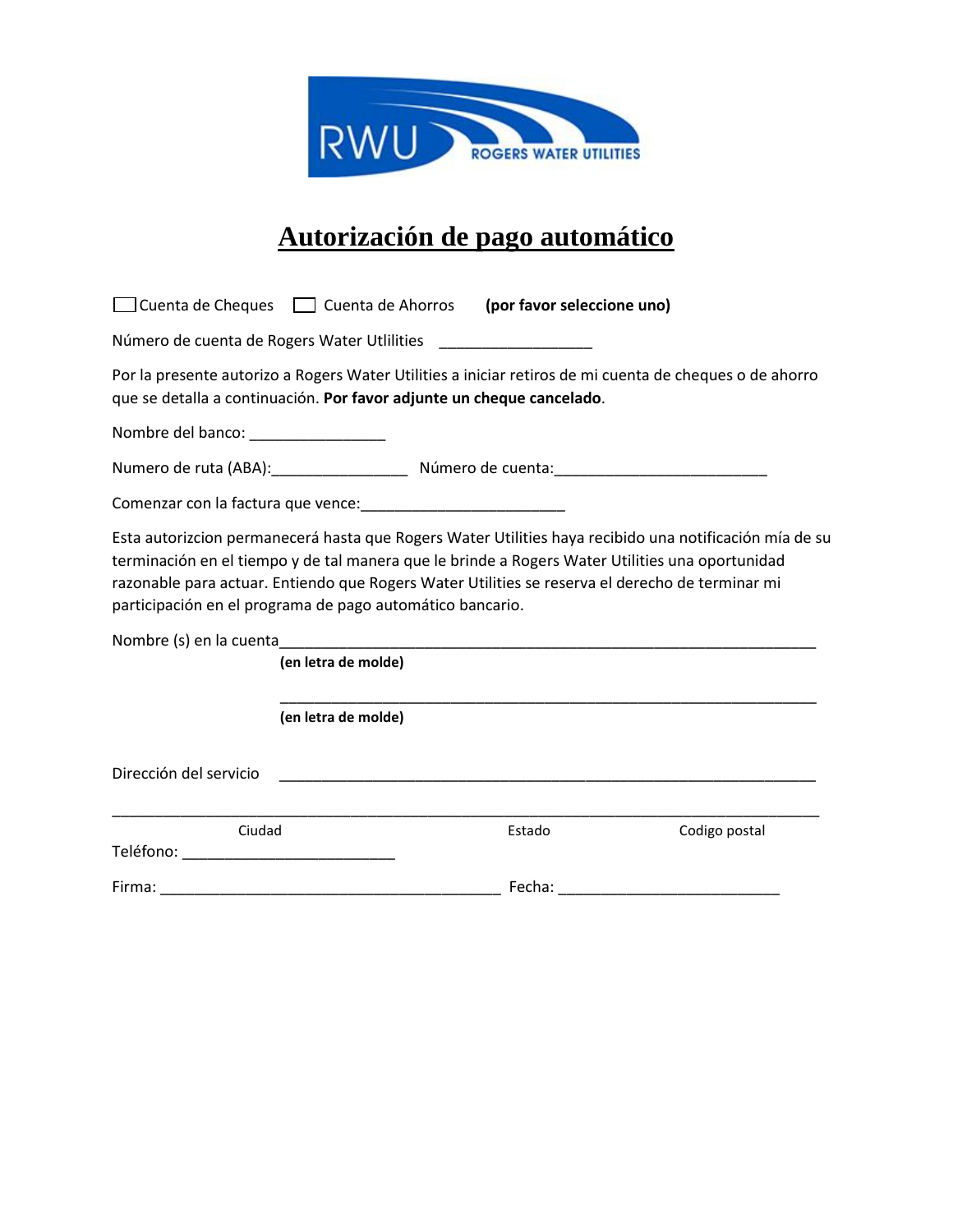RWU ROGERS WATER UTILITIES

# Autorización de pago automático

☐ Cuenta de Cheques ☐ Cuenta de Ahorros **(por favor seleccione uno)**

Número de cuenta de Rogers Water Utlilities __________________

Por la presente autorizo a Rogers Water Utilities a iniciar retiros de mi cuenta de cheques o de ahorro que se detalla a continuación. **Por favor adjunte un cheque cancelado**.

Nombre del banco: ________________

Numero de ruta (ABA):________________ Número de cuenta:_________________________

Comenzar con la factura que vence:________________________

Esta autorizcion permanecerá hasta que Rogers Water Utilities haya recibido una notificación mía de su terminación en el tiempo y de tal manera que le brinde a Rogers Water Utilities una oportunidad razonable para actuar. Entiendo que Rogers Water Utilities se reserva el derecho de terminar mi participación en el programa de pago automático bancario.

Nombre (s) en la cuenta_______________________________________________________________
**(en letra de molde)**

_______________________________________________________________
**(en letra de molde)**

Dirección del servicio _______________________________________________________________

_________________________________________________________________________________
Ciudad Estado Codigo postal

Teléfono: _________________________

Firma: ________________________________________ Fecha: __________________________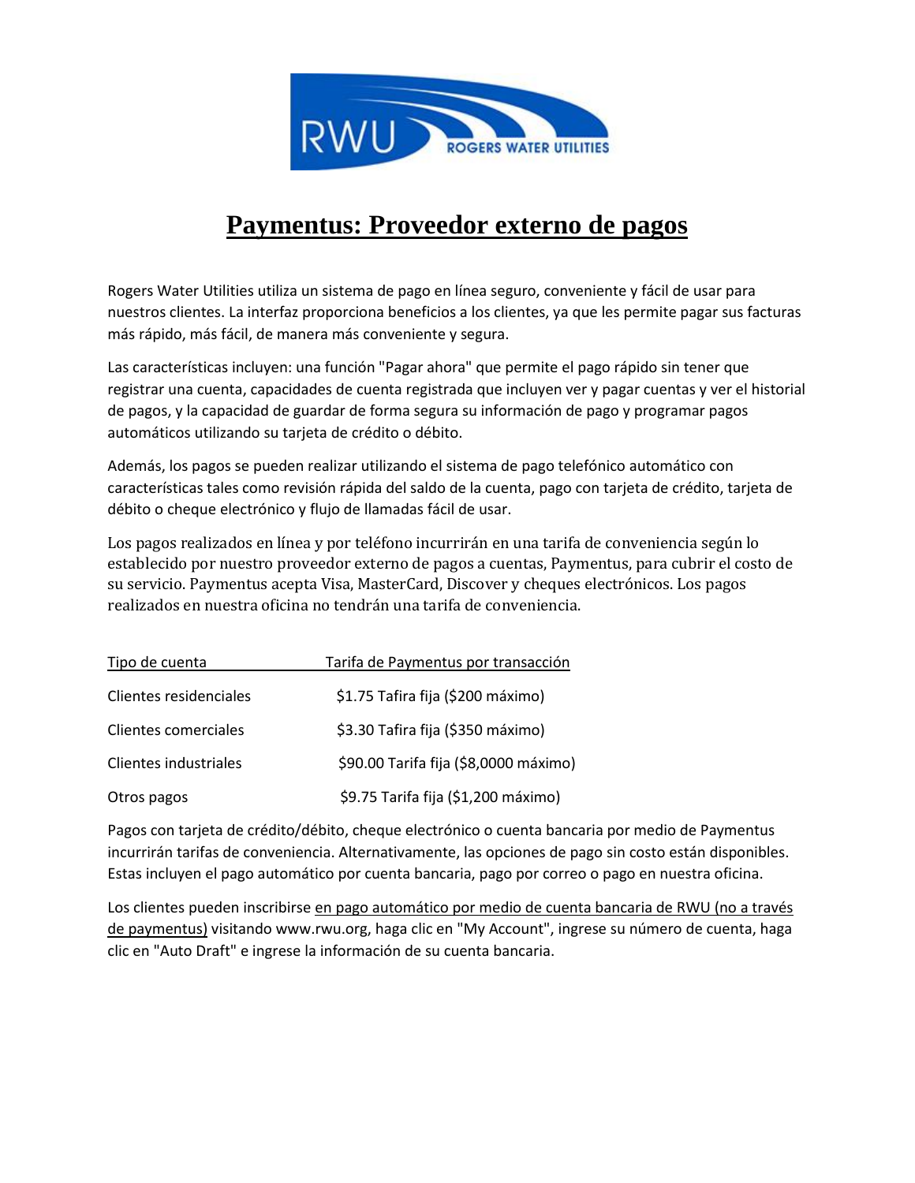RWU ROGERS WATER UTILITIES

# Paymentus: Proveedor externo de pagos

Rogers Water Utilities utiliza un sistema de pago en línea seguro, conveniente y fácil de usar para nuestros clientes. La interfaz proporciona beneficios a los clientes, ya que les permite pagar sus facturas más rápido, más fácil, de manera más conveniente y segura.

Las características incluyen: una función "Pagar ahora" que permite el pago rápido sin tener que registrar una cuenta, capacidades de cuenta registrada que incluyen ver y pagar cuentas y ver el historial de pagos, y la capacidad de guardar de forma segura su información de pago y programar pagos automáticos utilizando su tarjeta de crédito o débito.

Además, los pagos se pueden realizar utilizando el sistema de pago telefónico automático con características tales como revisión rápida del saldo de la cuenta, pago con tarjeta de crédito, tarjeta de débito o cheque electrónico y flujo de llamadas fácil de usar.

Los pagos realizados en línea y por teléfono incurrirán en una tarifa de conveniencia según lo establecido por nuestro proveedor externo de pagos a cuentas, Paymentus, para cubrir el costo de su servicio. Paymentus acepta Visa, MasterCard, Discover y cheques electrónicos. Los pagos realizados en nuestra oficina no tendrán una tarifa de conveniencia.

| Tipo de cuenta | Tarifa de Paymentus por transacción |
| --- | --- |
| Clientes residenciales | $1.75 Tafira fija ($200 máximo) |
| Clientes comerciales | $3.30 Tafira fija ($350 máximo) |
| Clientes industriales | $90.00 Tarifa fija ($8,0000 máximo) |
| Otros pagos | $9.75 Tarifa fija ($1,200 máximo) |

Pagos con tarjeta de crédito/débito, cheque electrónico o cuenta bancaria por medio de Paymentus incurrirán tarifas de conveniencia. Alternativamente, las opciones de pago sin costo están disponibles. Estas incluyen el pago automático por cuenta bancaria, pago por correo o pago en nuestra oficina.

Los clientes pueden inscribirse en pago automático por medio de cuenta bancaria de RWU (no a través de paymentus) visitando www.rwu.org, haga clic en "My Account", ingrese su número de cuenta, haga clic en "Auto Draft" e ingrese la información de su cuenta bancaria.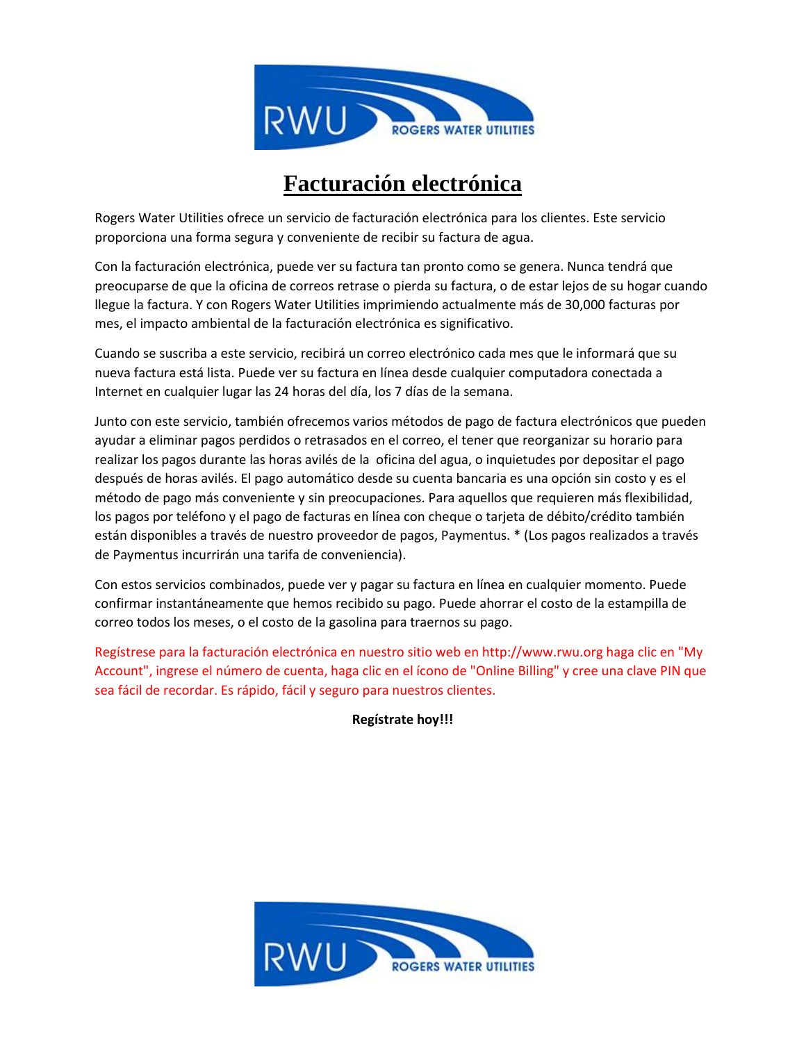# Facturación electrónica

Rogers Water Utilities ofrece un servicio de facturación electrónica para los clientes. Este servicio proporciona una forma segura y conveniente de recibir su factura de agua.

Con la facturación electrónica, puede ver su factura tan pronto como se genera. Nunca tendrá que preocuparse de que la oficina de correos retrase o pierda su factura, o de estar lejos de su hogar cuando llegue la factura. Y con Rogers Water Utilities imprimiendo actualmente más de 30,000 facturas por mes, el impacto ambiental de la facturación electrónica es significativo.

Cuando se suscriba a este servicio, recibirá un correo electrónico cada mes que le informará que su nueva factura está lista. Puede ver su factura en línea desde cualquier computadora conectada a Internet en cualquier lugar las 24 horas del día, los 7 días de la semana.

Junto con este servicio, también ofrecemos varios métodos de pago de factura electrónicos que pueden ayudar a eliminar pagos perdidos o retrasados en el correo, el tener que reorganizar su horario para realizar los pagos durante las horas avilés de la oficina del agua, o inquietudes por depositar el pago después de horas avilés. El pago automático desde su cuenta bancaria es una opción sin costo y es el método de pago más conveniente y sin preocupaciones. Para aquellos que requieren más flexibilidad, los pagos por teléfono y el pago de facturas en línea con cheque o tarjeta de débito/crédito también están disponibles a través de nuestro proveedor de pagos, Paymentus. * (Los pagos realizados a través de Paymentus incurrirán una tarifa de conveniencia).

Con estos servicios combinados, puede ver y pagar su factura en línea en cualquier momento. Puede confirmar instantáneamente que hemos recibido su pago. Puede ahorrar el costo de la estampilla de correo todos los meses, o el costo de la gasolina para traernos su pago.

Regístrese para la facturación electrónica en nuestro sitio web en http://www.rwu.org haga clic en "My Account", ingrese el número de cuenta, haga clic en el ícono de "Online Billing" y cree una clave PIN que sea fácil de recordar. Es rápido, fácil y seguro para nuestros clientes.

**Regístrate hoy!!!**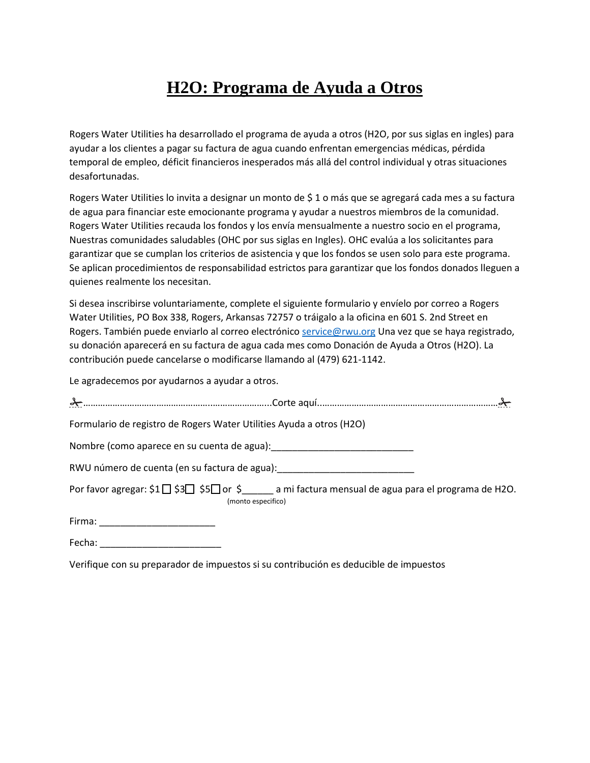# H2O: Programa de Ayuda a Otros

Rogers Water Utilities ha desarrollado el programa de ayuda a otros (H2O, por sus siglas en ingles) para ayudar a los clientes a pagar su factura de agua cuando enfrentan emergencias médicas, pérdida temporal de empleo, déficit financieros inesperados más allá del control individual y otras situaciones desafortunadas.

Rogers Water Utilities lo invita a designar un monto de $ 1 o más que se agregará cada mes a su factura de agua para financiar este emocionante programa y ayudar a nuestros miembros de la comunidad. Rogers Water Utilities recauda los fondos y los envía mensualmente a nuestro socio en el programa, Nuestras comunidades saludables (OHC por sus siglas en Ingles). OHC evalúa a los solicitantes para garantizar que se cumplan los criterios de asistencia y que los fondos se usen solo para este programa. Se aplican procedimientos de responsabilidad estrictos para garantizar que los fondos donados lleguen a quienes realmente los necesitan.

Si desea inscribirse voluntariamente, complete el siguiente formulario y envíelo por correo a Rogers Water Utilities, PO Box 338, Rogers, Arkansas 72757 o tráigalo a la oficina en 601 S. 2nd Street en Rogers. También puede enviarlo al correo electrónico service@rwu.org Una vez que se haya registrado, su donación aparecerá en su factura de agua cada mes como Donación de Ayuda a Otros (H2O). La contribución puede cancelarse o modificarse llamando al (479) 621-1142.

Le agradecemos por ayudarnos a ayudar a otros.

✂…………………………………………………………………..Corte aquí…………………………………………………………………✂

Formulario de registro de Rogers Water Utilities Ayuda a otros (H2O)

Nombre (como aparece en su cuenta de agua):___________________________

RWU número de cuenta (en su factura de agua):__________________________

Por favor agregar: $1 ☐ $3☐ $5☐ or $______ a mi factura mensual de agua para el programa de H2O.
(monto especifico)

Firma: ______________________

Fecha: _______________________

Verifique con su preparador de impuestos si su contribución es deducible de impuestos